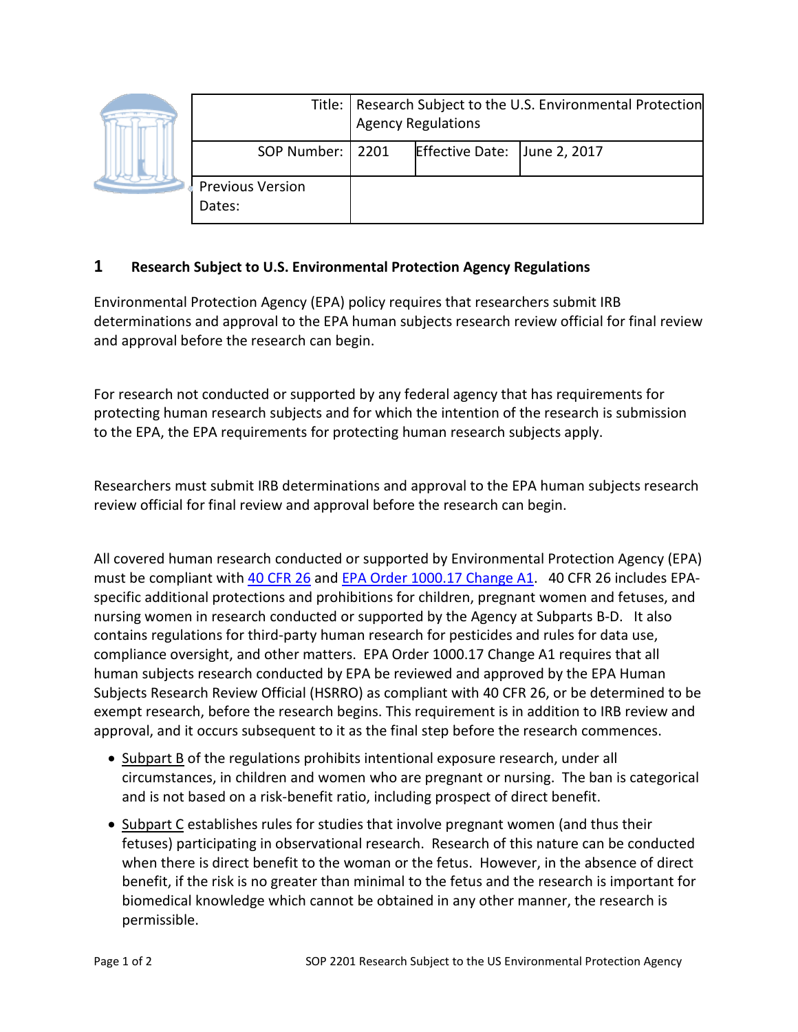| Title: | Research Subject to the U.S. Environmental Protection Agency Regulations | | |
|---|---|---|---|
| SOP Number: | 2201 | Effective Date: | June 2, 2017 |
| Previous Version Dates: | | | |

## 1 Research Subject to U.S. Environmental Protection Agency Regulations

Environmental Protection Agency (EPA) policy requires that researchers submit IRB determinations and approval to the EPA human subjects research review official for final review and approval before the research can begin.

For research not conducted or supported by any federal agency that has requirements for protecting human research subjects and for which the intention of the research is submission to the EPA, the EPA requirements for protecting human research subjects apply.

Researchers must submit IRB determinations and approval to the EPA human subjects research review official for final review and approval before the research can begin.

All covered human research conducted or supported by Environmental Protection Agency (EPA) must be compliant with 40 CFR 26 and EPA Order 1000.17 Change A1. 40 CFR 26 includes EPA-specific additional protections and prohibitions for children, pregnant women and fetuses, and nursing women in research conducted or supported by the Agency at Subparts B-D. It also contains regulations for third-party human research for pesticides and rules for data use, compliance oversight, and other matters. EPA Order 1000.17 Change A1 requires that all human subjects research conducted by EPA be reviewed and approved by the EPA Human Subjects Research Review Official (HSRRO) as compliant with 40 CFR 26, or be determined to be exempt research, before the research begins. This requirement is in addition to IRB review and approval, and it occurs subsequent to it as the final step before the research commences.

- Subpart B of the regulations prohibits intentional exposure research, under all circumstances, in children and women who are pregnant or nursing. The ban is categorical and is not based on a risk-benefit ratio, including prospect of direct benefit.
- Subpart C establishes rules for studies that involve pregnant women (and thus their fetuses) participating in observational research. Research of this nature can be conducted when there is direct benefit to the woman or the fetus. However, in the absence of direct benefit, if the risk is no greater than minimal to the fetus and the research is important for biomedical knowledge which cannot be obtained in any other manner, the research is permissible.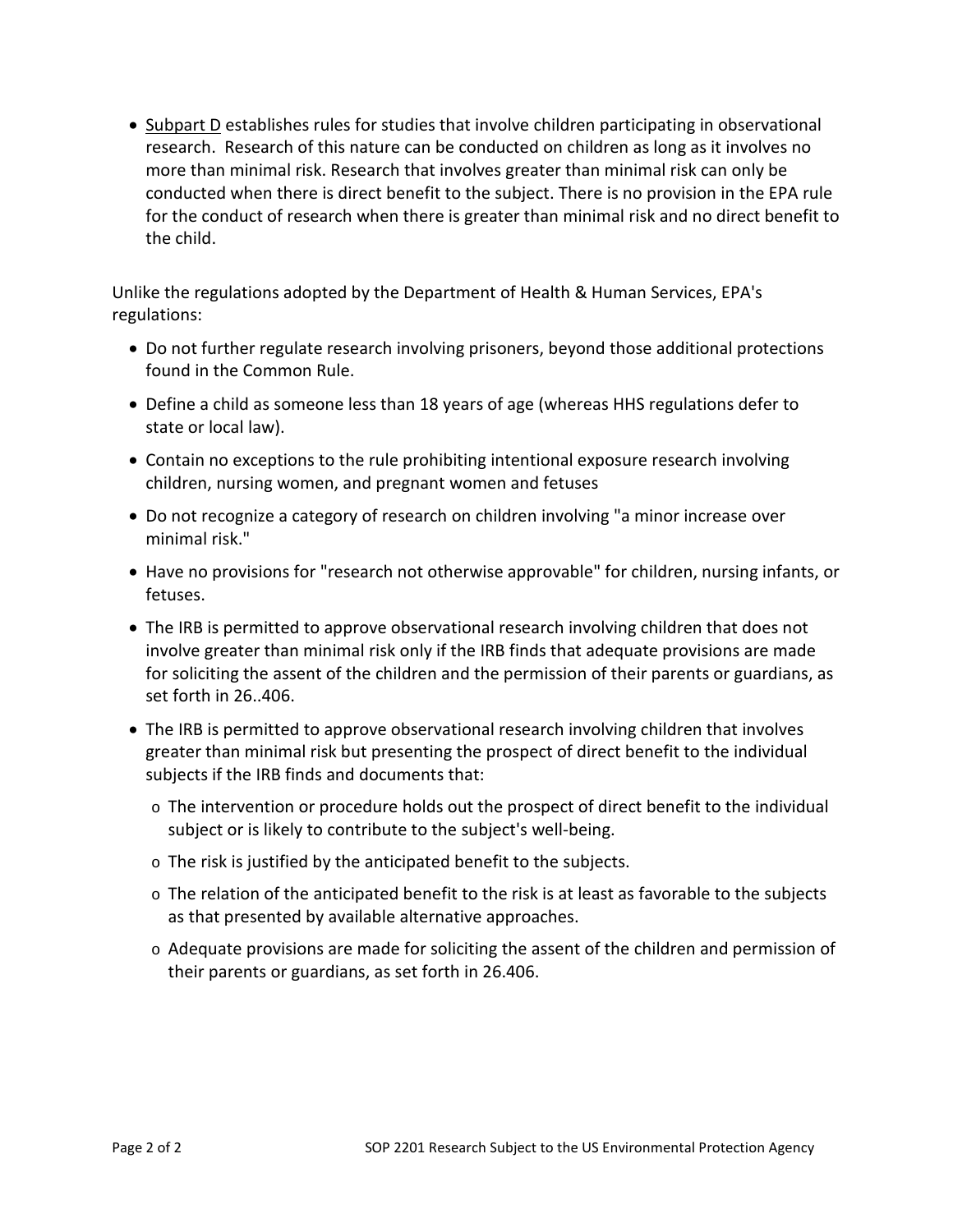- Subpart D establishes rules for studies that involve children participating in observational research. Research of this nature can be conducted on children as long as it involves no more than minimal risk. Research that involves greater than minimal risk can only be conducted when there is direct benefit to the subject. There is no provision in the EPA rule for the conduct of research when there is greater than minimal risk and no direct benefit to the child.

Unlike the regulations adopted by the Department of Health & Human Services, EPA's regulations:

- Do not further regulate research involving prisoners, beyond those additional protections found in the Common Rule.
- Define a child as someone less than 18 years of age (whereas HHS regulations defer to state or local law).
- Contain no exceptions to the rule prohibiting intentional exposure research involving children, nursing women, and pregnant women and fetuses
- Do not recognize a category of research on children involving "a minor increase over minimal risk."
- Have no provisions for "research not otherwise approvable" for children, nursing infants, or fetuses.
- The IRB is permitted to approve observational research involving children that does not involve greater than minimal risk only if the IRB finds that adequate provisions are made for soliciting the assent of the children and the permission of their parents or guardians, as set forth in 26..406.
- The IRB is permitted to approve observational research involving children that involves greater than minimal risk but presenting the prospect of direct benefit to the individual subjects if the IRB finds and documents that:
  - The intervention or procedure holds out the prospect of direct benefit to the individual subject or is likely to contribute to the subject's well-being.
  - The risk is justified by the anticipated benefit to the subjects.
  - The relation of the anticipated benefit to the risk is at least as favorable to the subjects as that presented by available alternative approaches.
  - Adequate provisions are made for soliciting the assent of the children and permission of their parents or guardians, as set forth in 26.406.